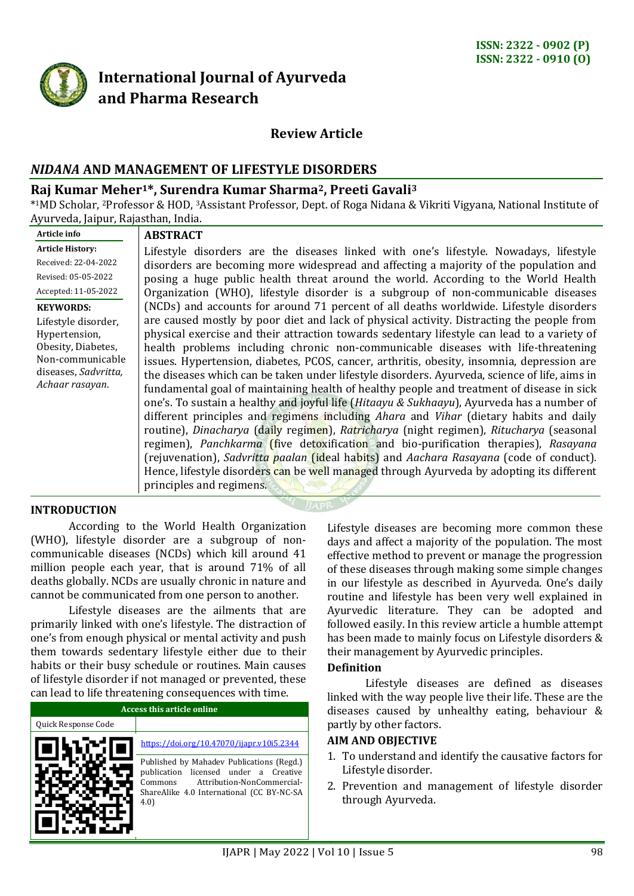ISSN: 2322 - 0902 (P)
ISSN: 2322 - 0910 (O)

# International Journal of Ayurveda and Pharma Research

## Review Article

# *NIDANA* AND MANAGEMENT OF LIFESTYLE DISORDERS

**Raj Kumar Meher[1]*, Surendra Kumar Sharma[2], Preeti Gavali[3]**

*[1]MD Scholar, [2]Professor & HOD, [3]Assistant Professor, Dept. of Roga Nidana & Vikriti Vigyana, National Institute of Ayurveda, Jaipur, Rajasthan, India.

**Article info**

**Article History:**
Received: 22-04-2022
Revised: 05-05-2022
Accepted: 11-05-2022

**KEYWORDS:** Lifestyle disorder, Hypertension, Obesity, Diabetes, Non-communicable diseases, *Sadvritta, Achaar rasayan.*

**ABSTRACT**

Lifestyle disorders are the diseases linked with one's lifestyle. Nowadays, lifestyle disorders are becoming more widespread and affecting a majority of the population and posing a huge public health threat around the world. According to the World Health Organization (WHO), lifestyle disorder is a subgroup of non-communicable diseases (NCDs) and accounts for around 71 percent of all deaths worldwide. Lifestyle disorders are caused mostly by poor diet and lack of physical activity. Distracting the people from physical exercise and their attraction towards sedentary lifestyle can lead to a variety of health problems including chronic non-communicable diseases with life-threatening issues. Hypertension, diabetes, PCOS, cancer, arthritis, obesity, insomnia, depression are the diseases which can be taken under lifestyle disorders. Ayurveda, science of life, aims in fundamental goal of maintaining health of healthy people and treatment of disease in sick one's. To sustain a healthy and joyful life (*Hitaayu & Sukhaayu*), Ayurveda has a number of different principles and regimens including *Ahara* and *Vihar* (dietary habits and daily routine), *Dinacharya* (daily regimen), *Ratricharya* (night regimen), *Ritucharya* (seasonal regimen), *Panchkarma* (five detoxification and bio-purification therapies), *Rasayana* (rejuvenation), *Sadvritta paalan* (ideal habits) and *Aachara Rasayana* (code of conduct). Hence, lifestyle disorders can be well managed through Ayurveda by adopting its different principles and regimens.

## INTRODUCTION

According to the World Health Organization (WHO), lifestyle disorder are a subgroup of non-communicable diseases (NCDs) which kill around 41 million people each year, that is around 71% of all deaths globally. NCDs are usually chronic in nature and cannot be communicated from one person to another.

Lifestyle diseases are the ailments that are primarily linked with one's lifestyle. The distraction of one's from enough physical or mental activity and push them towards sedentary lifestyle either due to their habits or their busy schedule or routines. Main causes of lifestyle disorder if not managed or prevented, these can lead to life threatening consequences with time.

Lifestyle diseases are becoming more common these days and affect a majority of the population. The most effective method to prevent or manage the progression of these diseases through making some simple changes in our lifestyle as described in Ayurveda. One's daily routine and lifestyle has been very well explained in Ayurvedic literature. They can be adopted and followed easily. In this review article a humble attempt has been made to mainly focus on Lifestyle disorders & their management by Ayurvedic principles.

### Definition

Lifestyle diseases are defined as diseases linked with the way people live their life. These are the diseases caused by unhealthy eating, behaviour & partly by other factors.

### AIM AND OBJECTIVE

1. To understand and identify the causative factors for Lifestyle disorder.
2. Prevention and management of lifestyle disorder through Ayurveda.

| Access this article online | |
|---|---|
| Quick Response Code | |
| | https://doi.org/10.47070/ijapr.v10i5.2344 |
| | Published by Mahadev Publications (Regd.) publication licensed under a Creative Commons Attribution-NonCommercial-ShareAlike 4.0 International (CC BY-NC-SA 4.0) |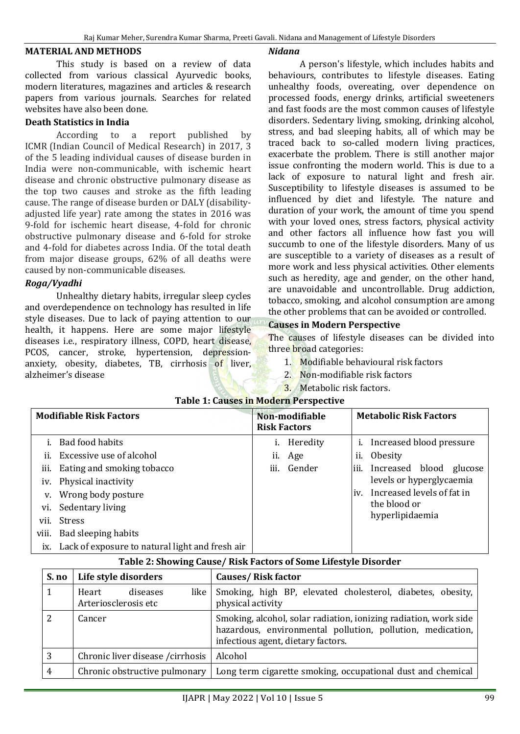## MATERIAL AND METHODS

This study is based on a review of data collected from various classical Ayurvedic books, modern literatures, magazines and articles & research papers from various journals. Searches for related websites have also been done.

### Death Statistics in India

According to a report published by ICMR (Indian Council of Medical Research) in 2017, 3 of the 5 leading individual causes of disease burden in India were non-communicable, with ischemic heart disease and chronic obstructive pulmonary disease as the top two causes and stroke as the fifth leading cause. The range of disease burden or DALY (disability-adjusted life year) rate among the states in 2016 was 9-fold for ischemic heart disease, 4-fold for chronic obstructive pulmonary disease and 6-fold for stroke and 4-fold for diabetes across India. Of the total death from major disease groups, 62% of all deaths were caused by non-communicable diseases.

### *Roga/Vyadhi*

Unhealthy dietary habits, irregular sleep cycles and overdependence on technology has resulted in life style diseases. Due to lack of paying attention to our health, it happens. Here are some major lifestyle diseases i.e., respiratory illness, COPD, heart disease, PCOS, cancer, stroke, hypertension, depression-anxiety, obesity, diabetes, TB, cirrhosis of liver, alzheimer's disease

### *Nidana*

A person's lifestyle, which includes habits and behaviours, contributes to lifestyle diseases. Eating unhealthy foods, overeating, over dependence on processed foods, energy drinks, artificial sweeteners and fast foods are the most common causes of lifestyle disorders. Sedentary living, smoking, drinking alcohol, stress, and bad sleeping habits, all of which may be traced back to so-called modern living practices, exacerbate the problem. There is still another major issue confronting the modern world. This is due to a lack of exposure to natural light and fresh air. Susceptibility to lifestyle diseases is assumed to be influenced by diet and lifestyle. The nature and duration of your work, the amount of time you spend with your loved ones, stress factors, physical activity and other factors all influence how fast you will succumb to one of the lifestyle disorders. Many of us are susceptible to a variety of diseases as a result of more work and less physical activities. Other elements such as heredity, age and gender, on the other hand, are unavoidable and uncontrollable. Drug addiction, tobacco, smoking, and alcohol consumption are among the other problems that can be avoided or controlled.

### Causes in Modern Perspective

The causes of lifestyle diseases can be divided into three broad categories:

1. Modifiable behavioural risk factors
2. Non-modifiable risk factors
3. Metabolic risk factors.

**Table 1: Causes in Modern Perspective**

| Modifiable Risk Factors | Non-modifiable Risk Factors | Metabolic Risk Factors |
|---|---|---|
| i. Bad food habits | i. Heredity | i. Increased blood pressure |
| ii. Excessive use of alcohol | ii. Age | ii. Obesity |
| iii. Eating and smoking tobacco | iii. Gender | iii. Increased blood glucose levels or hyperglycaemia |
| iv. Physical inactivity | | iv. Increased levels of fat in the blood or hyperlipidaemia |
| v. Wrong body posture | | |
| vi. Sedentary living | | |
| vii. Stress | | |
| viii. Bad sleeping habits | | |
| ix. Lack of exposure to natural light and fresh air | | |

**Table 2: Showing Cause/ Risk Factors of Some Lifestyle Disorder**

| S. no | Life style disorders | Causes/ Risk factor |
|---|---|---|
| 1 | Heart diseases like Arteriosclerosis etc | Smoking, high BP, elevated cholesterol, diabetes, obesity, physical activity |
| 2 | Cancer | Smoking, alcohol, solar radiation, ionizing radiation, work side hazardous, environmental pollution, pollution, medication, infectious agent, dietary factors. |
| 3 | Chronic liver disease /cirrhosis | Alcohol |
| 4 | Chronic obstructive pulmonary | Long term cigarette smoking, occupational dust and chemical |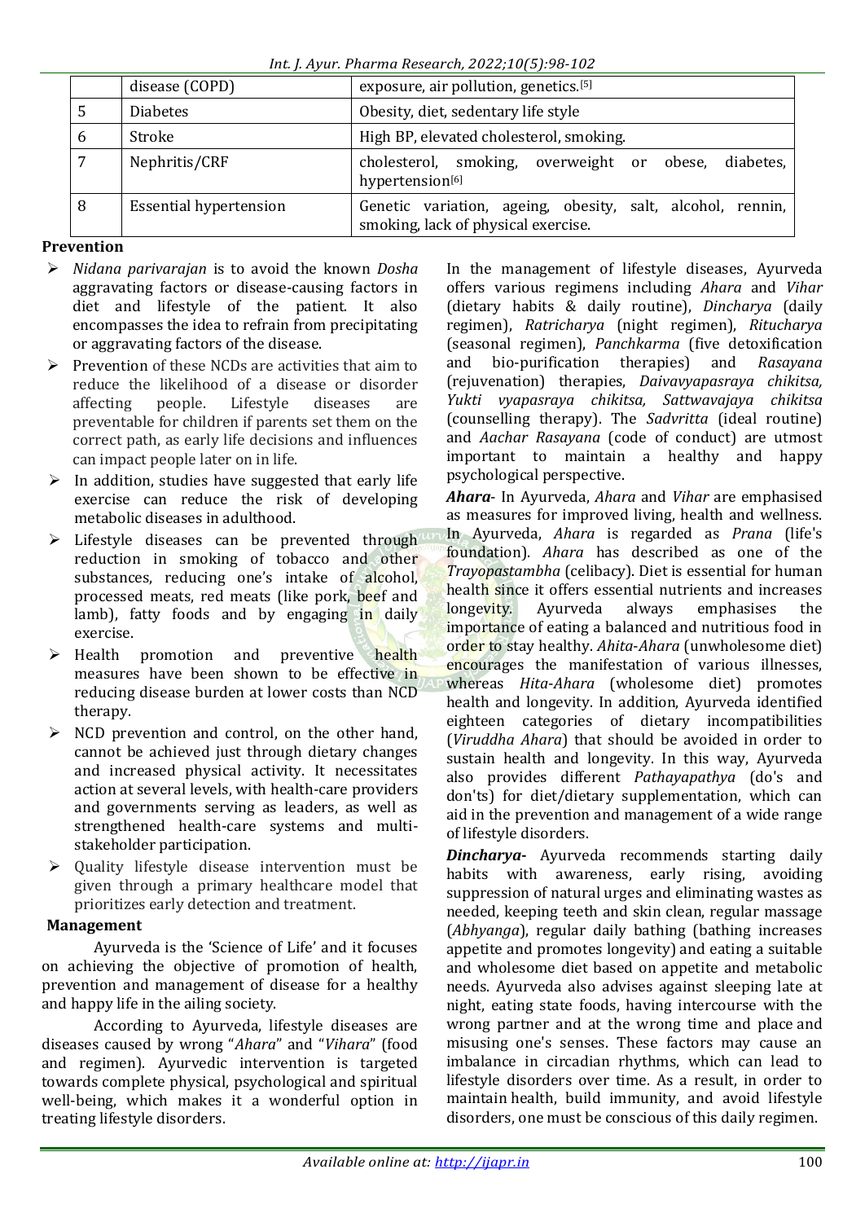|  | disease (COPD) | exposure, air pollution, genetics.[5] |
|---|---|---|
| 5 | Diabetes | Obesity, diet, sedentary life style |
| 6 | Stroke | High BP, elevated cholesterol, smoking. |
| 7 | Nephritis/CRF | cholesterol, smoking, overweight or obese, diabetes, hypertension[6] |
| 8 | Essential hypertension | Genetic variation, ageing, obesity, salt, alcohol, rennin, smoking, lack of physical exercise. |

**Prevention**

- *Nidana parivarajan* is to avoid the known *Dosha* aggravating factors or disease-causing factors in diet and lifestyle of the patient. It also encompasses the idea to refrain from precipitating or aggravating factors of the disease.
- Prevention of these NCDs are activities that aim to reduce the likelihood of a disease or disorder affecting people. Lifestyle diseases are preventable for children if parents set them on the correct path, as early life decisions and influences can impact people later on in life.
- In addition, studies have suggested that early life exercise can reduce the risk of developing metabolic diseases in adulthood.
- Lifestyle diseases can be prevented through reduction in smoking of tobacco and other substances, reducing one's intake of alcohol, processed meats, red meats (like pork, beef and lamb), fatty foods and by engaging in daily exercise.
- Health promotion and preventive health measures have been shown to be effective in reducing disease burden at lower costs than NCD therapy.
- NCD prevention and control, on the other hand, cannot be achieved just through dietary changes and increased physical activity. It necessitates action at several levels, with health-care providers and governments serving as leaders, as well as strengthened health-care systems and multi-stakeholder participation.
- Quality lifestyle disease intervention must be given through a primary healthcare model that prioritizes early detection and treatment.

**Management**

Ayurveda is the 'Science of Life' and it focuses on achieving the objective of promotion of health, prevention and management of disease for a healthy and happy life in the ailing society.

According to Ayurveda, lifestyle diseases are diseases caused by wrong "*Ahara*" and "*Vihara*" (food and regimen). Ayurvedic intervention is targeted towards complete physical, psychological and spiritual well-being, which makes it a wonderful option in treating lifestyle disorders.

In the management of lifestyle diseases, Ayurveda offers various regimens including *Ahara* and *Vihar* (dietary habits & daily routine), *Dincharya* (daily regimen), *Ratricharya* (night regimen), *Ritucharya* (seasonal regimen), *Panchkarma* (five detoxification and bio-purification therapies) and *Rasayana* (rejuvenation) therapies, *Daivavyapasraya chikitsa, Yukti vyapasraya chikitsa, Sattwavajaya chikitsa* (counselling therapy). The *Sadvritta* (ideal routine) and *Aachar Rasayana* (code of conduct) are utmost important to maintain a healthy and happy psychological perspective.

***Ahara***- In Ayurveda, *Ahara* and *Vihar* are emphasised as measures for improved living, health and wellness. In Ayurveda, *Ahara* is regarded as *Prana* (life's foundation). *Ahara* has described as one of the *Trayopastambha* (celibacy). Diet is essential for human health since it offers essential nutrients and increases longevity. Ayurveda always emphasises the importance of eating a balanced and nutritious food in order to stay healthy. *Ahita-Ahara* (unwholesome diet) encourages the manifestation of various illnesses, whereas *Hita-Ahara* (wholesome diet) promotes health and longevity. In addition, Ayurveda identified eighteen categories of dietary incompatibilities (*Viruddha Ahara*) that should be avoided in order to sustain health and longevity. In this way, Ayurveda also provides different *Pathayapathya* (do's and don'ts) for diet/dietary supplementation, which can aid in the prevention and management of a wide range of lifestyle disorders.

***Dincharya***- Ayurveda recommends starting daily habits with awareness, early rising, avoiding suppression of natural urges and eliminating wastes as needed, keeping teeth and skin clean, regular massage (*Abhyanga*), regular daily bathing (bathing increases appetite and promotes longevity) and eating a suitable and wholesome diet based on appetite and metabolic needs. Ayurveda also advises against sleeping late at night, eating state foods, having intercourse with the wrong partner and at the wrong time and place and misusing one's senses. These factors may cause an imbalance in circadian rhythms, which can lead to lifestyle disorders over time. As a result, in order to maintain health, build immunity, and avoid lifestyle disorders, one must be conscious of this daily regimen.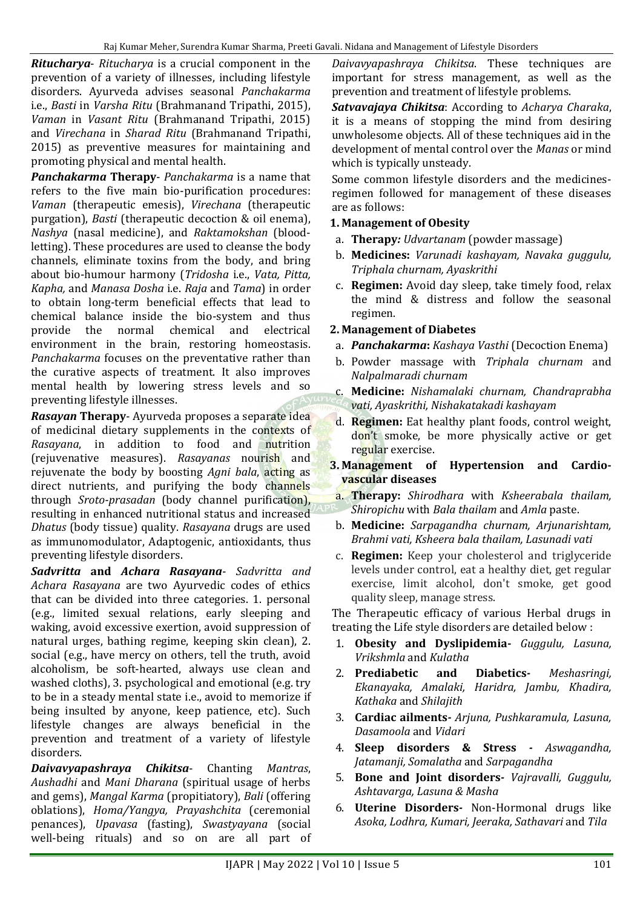***Ritucharya***- *Ritucharya* is a crucial component in the prevention of a variety of illnesses, including lifestyle disorders. Ayurveda advises seasonal *Panchakarma* i.e., *Basti* in *Varsha Ritu* (Brahmanand Tripathi, 2015), *Vaman* in *Vasant Ritu* (Brahmanand Tripathi, 2015) and *Virechana* in *Sharad Ritu* (Brahmanand Tripathi, 2015) as preventive measures for maintaining and promoting physical and mental health.

***Panchakarma* Therapy**- *Panchakarma* is a name that refers to the five main bio-purification procedures: *Vaman* (therapeutic emesis), *Virechana* (therapeutic purgation), *Basti* (therapeutic decoction & oil enema), *Nashya* (nasal medicine), and *Raktamokshan* (blood-letting). These procedures are used to cleanse the body channels, eliminate toxins from the body, and bring about bio-humour harmony (*Tridosha* i.e., *Vata, Pitta, Kapha,* and *Manasa Dosha* i.e. *Raja* and *Tama*) in order to obtain long-term beneficial effects that lead to chemical balance inside the bio-system and thus provide the normal chemical and electrical environment in the brain, restoring homeostasis. *Panchakarma* focuses on the preventative rather than the curative aspects of treatment. It also improves mental health by lowering stress levels and so preventing lifestyle illnesses.

***Rasayan* Therapy**- Ayurveda proposes a separate idea of medicinal dietary supplements in the contexts of *Rasayana*, in addition to food and nutrition (rejuvenative measures). *Rasayanas* nourish and rejuvenate the body by boosting *Agni bala*, acting as direct nutrients, and purifying the body channels through *Sroto-prasadan* (body channel purification), resulting in enhanced nutritional status and increased *Dhatus* (body tissue) quality. *Rasayana* drugs are used as immunomodulator, Adaptogenic, antioxidants, thus preventing lifestyle disorders.

***Sadvritta* and *Achara Rasayana***- *Sadvritta and Achara Rasayana* are two Ayurvedic codes of ethics that can be divided into three categories. 1. personal (e.g., limited sexual relations, early sleeping and waking, avoid excessive exertion, avoid suppression of natural urges, bathing regime, keeping skin clean), 2. social (e.g., have mercy on others, tell the truth, avoid alcoholism, be soft-hearted, always use clean and washed cloths), 3. psychological and emotional (e.g. try to be in a steady mental state i.e., avoid to memorize if being insulted by anyone, keep patience, etc). Such lifestyle changes are always beneficial in the prevention and treatment of a variety of lifestyle disorders.

***Daivavyapashraya Chikitsa***- Chanting *Mantras*, *Aushadhi* and *Mani Dharana* (spiritual usage of herbs and gems), *Mangal Karma* (propitiatory), *Bali* (offering oblations), *Homa/Yangya, Prayashchita* (ceremonial penances), *Upavasa* (fasting), *Swastyayana* (social well-being rituals) and so on are all part of *Daivavyapashraya Chikitsa*. These techniques are important for stress management, as well as the prevention and treatment of lifestyle problems.

***Satvavajaya Chikitsa***: According to *Acharya Charaka*, it is a means of stopping the mind from desiring unwholesome objects. All of these techniques aid in the development of mental control over the *Manas* or mind which is typically unsteady.

Some common lifestyle disorders and the medicines-regimen followed for management of these diseases are as follows:

**1. Management of Obesity**

a. **Therapy:** *Udvartanam* (powder massage)
b. **Medicines:** *Varunadi kashayam, Navaka guggulu, Triphala churnam, Ayaskrithi*
c. **Regimen:** Avoid day sleep, take timely food, relax the mind & distress and follow the seasonal regimen.

**2. Management of Diabetes**

a. ***Panchakarma*:** *Kashaya Vasthi* (Decoction Enema)
b. Powder massage with *Triphala churnam* and *Nalpalmaradi churnam*
c. **Medicine:** *Nishamalaki churnam, Chandraprabha vati, Ayaskrithi, Nishakatakadi kashayam*
d. **Regimen:** Eat healthy plant foods, control weight, don't smoke, be more physically active or get regular exercise.

**3. Management of Hypertension and Cardio-vascular diseases**

a. **Therapy:** *Shirodhara* with *Ksheerabala thailam, Shiropichu* with *Bala thailam* and *Amla* paste.
b. **Medicine:** *Sarpagandha churnam, Arjunarishtam, Brahmi vati, Ksheera bala thailam, Lasunadi vati*
c. **Regimen:** Keep your cholesterol and triglyceride levels under control, eat a healthy diet, get regular exercise, limit alcohol, don't smoke, get good quality sleep, manage stress.

The Therapeutic efficacy of various Herbal drugs in treating the Life style disorders are detailed below :

1. **Obesity and Dyslipidemia-** *Guggulu, Lasuna, Vrikshmla* and *Kulatha*
2. **Prediabetic and Diabetics-** *Meshasringi, Ekanayaka, Amalaki, Haridra, Jambu, Khadira, Kathaka* and *Shilajith*
3. **Cardiac ailments-** *Arjuna, Pushkaramula, Lasuna, Dasamoola* and *Vidari*
4. **Sleep disorders & Stress -** *Aswagandha, Jatamanji, Somalatha* and *Sarpagandha*
5. **Bone and Joint disorders-** *Vajravalli, Guggulu, Ashtavarga, Lasuna & Masha*
6. **Uterine Disorders-** Non-Hormonal drugs like *Asoka, Lodhra, Kumari, Jeeraka, Sathavari* and *Tila*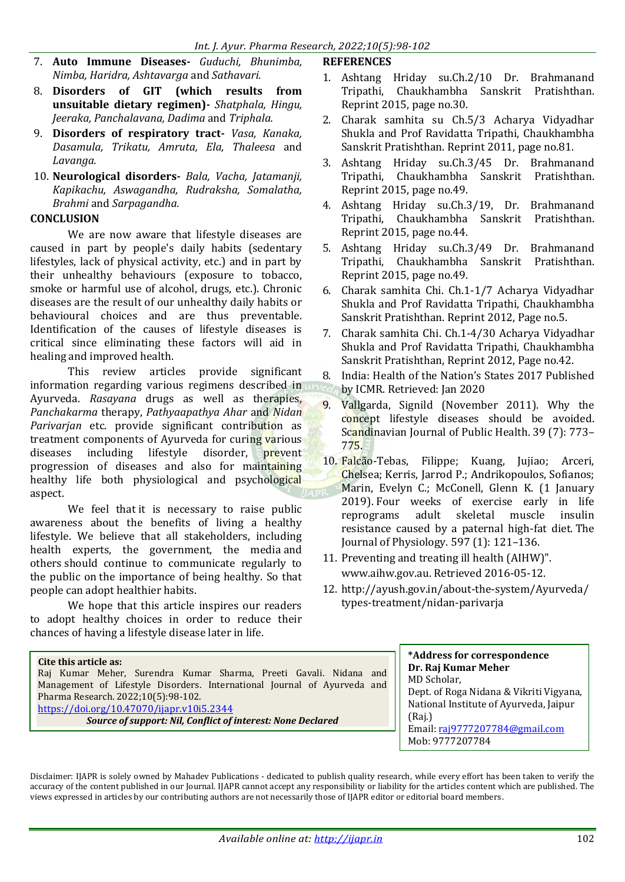7. **Auto Immune Diseases-** *Guduchi, Bhunimba, Nimba, Haridra, Ashtavarga* and *Sathavari.*
8. **Disorders of GIT (which results from unsuitable dietary regimen)-** *Shatphala, Hingu, Jeeraka, Panchalavana, Dadima* and *Triphala.*
9. **Disorders of respiratory tract-** *Vasa, Kanaka, Dasamula, Trikatu, Amruta, Ela, Thaleesa* and *Lavanga.*
10. **Neurological disorders-** *Bala, Vacha, Jatamanji, Kapikachu, Aswagandha, Rudraksha, Somalatha, Brahmi* and *Sarpagandha.*

## CONCLUSION

We are now aware that lifestyle diseases are caused in part by people's daily habits (sedentary lifestyles, lack of physical activity, etc.) and in part by their unhealthy behaviours (exposure to tobacco, smoke or harmful use of alcohol, drugs, etc.). Chronic diseases are the result of our unhealthy daily habits or behavioural choices and are thus preventable. Identification of the causes of lifestyle diseases is critical since eliminating these factors will aid in healing and improved health.

This review articles provide significant information regarding various regimens described in Ayurveda. *Rasayana* drugs as well as therapies, *Panchakarma* therapy, *Pathyaapathya Ahar* and *Nidan Parivarjan* etc. provide significant contribution as treatment components of Ayurveda for curing various diseases including lifestyle disorder, prevent progression of diseases and also for maintaining healthy life both physiological and psychological aspect.

We feel that it is necessary to raise public awareness about the benefits of living a healthy lifestyle. We believe that all stakeholders, including health experts, the government, the media and others should continue to communicate regularly to the public on the importance of being healthy. So that people can adopt healthier habits.

We hope that this article inspires our readers to adopt healthy choices in order to reduce their chances of having a lifestyle disease later in life.

## REFERENCES

1. Ashtang Hriday su.Ch.2/10 Dr. Brahmanand Tripathi, Chaukhambha Sanskrit Pratishthan. Reprint 2015, page no.30.
2. Charak samhita su Ch.5/3 Acharya Vidyadhar Shukla and Prof Ravidatta Tripathi, Chaukhambha Sanskrit Pratishthan. Reprint 2011, page no.81.
3. Ashtang Hriday su.Ch.3/45 Dr. Brahmanand Tripathi, Chaukhambha Sanskrit Pratishthan. Reprint 2015, page no.49.
4. Ashtang Hriday su.Ch.3/19, Dr. Brahmanand Tripathi, Chaukhambha Sanskrit Pratishthan. Reprint 2015, page no.44.
5. Ashtang Hriday su.Ch.3/49 Dr. Brahmanand Tripathi, Chaukhambha Sanskrit Pratishthan. Reprint 2015, page no.49.
6. Charak samhita Chi. Ch.1-1/7 Acharya Vidyadhar Shukla and Prof Ravidatta Tripathi, Chaukhambha Sanskrit Pratishthan. Reprint 2012, Page no.5.
7. Charak samhita Chi. Ch.1-4/30 Acharya Vidyadhar Shukla and Prof Ravidatta Tripathi, Chaukhambha Sanskrit Pratishthan, Reprint 2012, Page no.42.
8. India: Health of the Nation's States 2017 Published by ICMR. Retrieved: Jan 2020
9. Vallgarda, Signild (November 2011). Why the concept lifestyle diseases should be avoided. Scandinavian Journal of Public Health. 39 (7): 773–775.
10. Falcão-Tebas, Filippe; Kuang, Jujiao; Arceri, Chelsea; Kerris, Jarrod P.; Andrikopoulos, Sofianos; Marin, Evelyn C.; McConell, Glenn K. (1 January 2019). Four weeks of exercise early in life reprograms adult skeletal muscle insulin resistance caused by a paternal high-fat diet. The Journal of Physiology. 597 (1): 121–136.
11. Preventing and treating ill health (AIHW)". www.aihw.gov.au. Retrieved 2016-05-12.
12. http://ayush.gov.in/about-the-system/Ayurveda/types-treatment/nidan-parivarja

**Cite this article as:**
Raj Kumar Meher, Surendra Kumar Sharma, Preeti Gavali. Nidana and Management of Lifestyle Disorders. International Journal of Ayurveda and Pharma Research. 2022;10(5):98-102.
https://doi.org/10.47070/ijapr.v10i5.2344

***Source of support: Nil, Conflict of interest: None Declared***

**\*Address for correspondence**
**Dr. Raj Kumar Meher**
MD Scholar,
Dept. of Roga Nidana & Vikriti Vigyana, National Institute of Ayurveda, Jaipur (Raj.)
Email: raj9777207784@gmail.com
Mob: 9777207784

Disclaimer: IJAPR is solely owned by Mahadev Publications - dedicated to publish quality research, while every effort has been taken to verify the accuracy of the content published in our Journal. IJAPR cannot accept any responsibility or liability for the articles content which are published. The views expressed in articles by our contributing authors are not necessarily those of IJAPR editor or editorial board members.